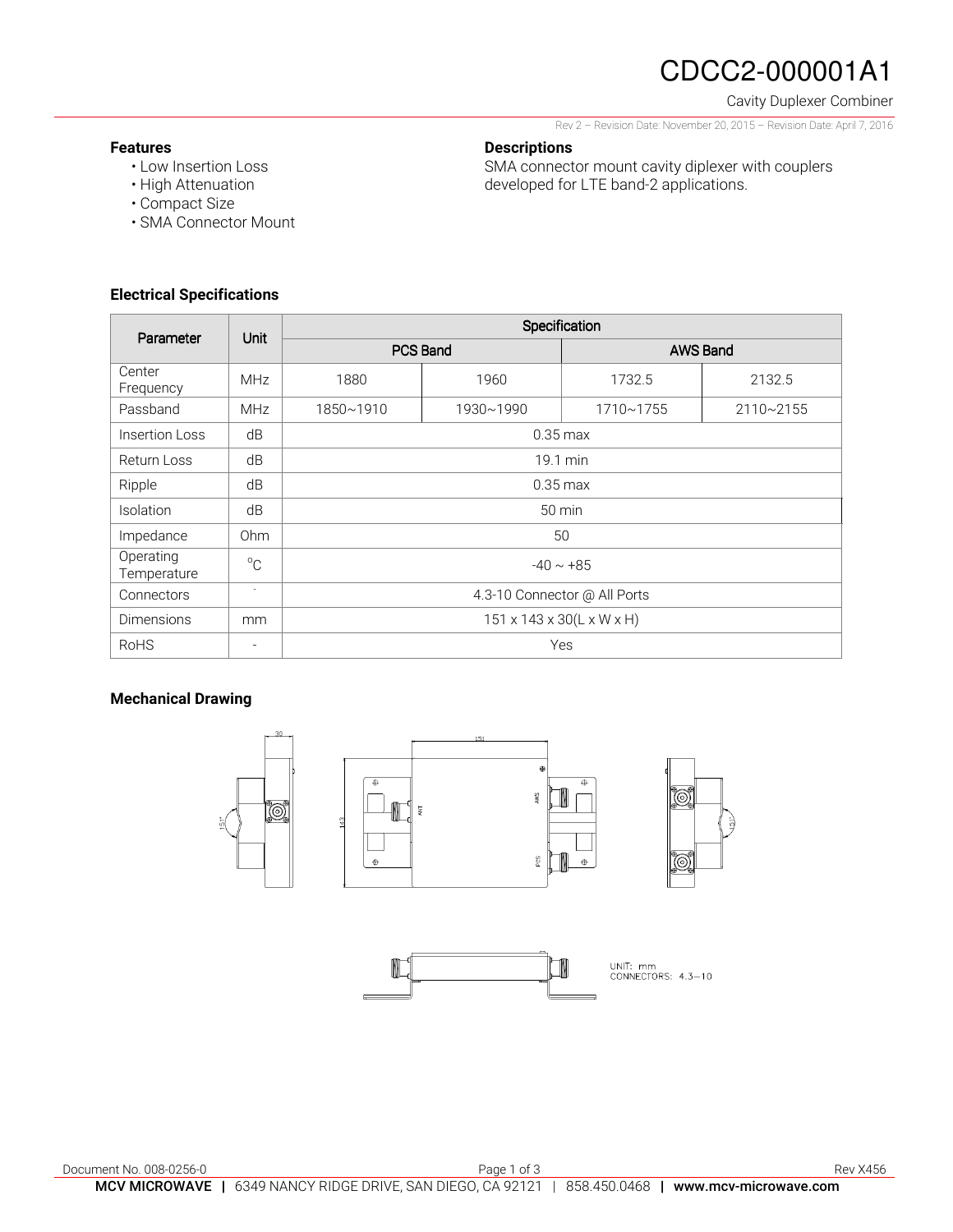# CDCC2-000001A1

Cavity Duplexer Combiner

Rev 2 – Revision Date: November 20, 2015 – Revision Date: April 7, 2016

### Features

- Low Insertion Loss
- High Attenuation
- Compact Size
- SMA Connector Mount

### Descriptions

SMA connector mount cavity diplexer with couplers developed for LTE band-2 applications.

### Electrical Specifications

| Parameter | Unit | Specification | | | |
|---|---|---|---|---|---|
| | | PCS Band | | AWS Band | |
| Center Frequency | MHz | 1880 | 1960 | 1732.5 | 2132.5 |
| Passband | MHz | 1850~1910 | 1930~1990 | 1710~1755 | 2110~2155 |
| Insertion Loss | dB | 0.35 max | | | |
| Return Loss | dB | 19.1 min | | | |
| Ripple | dB | 0.35 max | | | |
| Isolation | dB | 50 min | | | |
| Impedance | Ohm | 50 | | | |
| Operating Temperature | °C | -40 ~ +85 | | | |
| Connectors | - | 4.3-10 Connector @ All Ports | | | |
| Dimensions | mm | 151 x 143 x 30(L x W x H) | | | |
| RoHS | - | Yes | | | |

### Mechanical Drawing

UNIT: mm
CONNECTORS: 4.3–10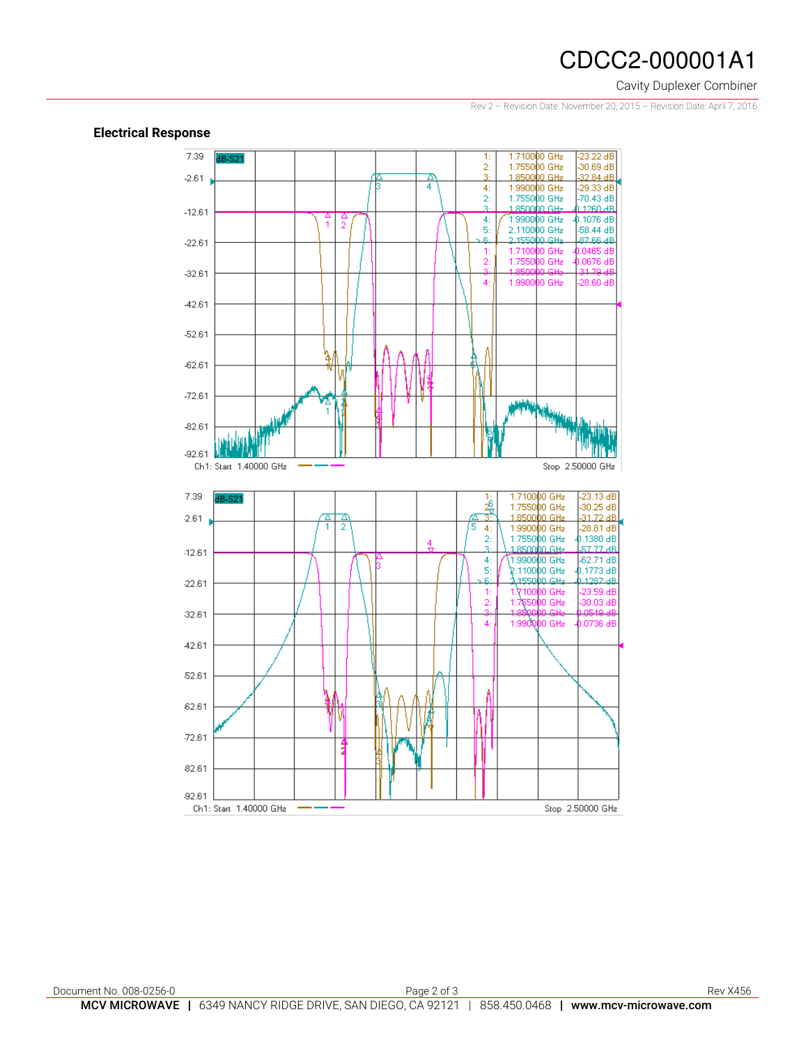# CDCC2-000001A1

Cavity Duplexer Combiner

Rev 2 – Revision Date: November 20, 2015 – Revision Date: April 7, 2016

## Electrical Response

| Marker | Frequency | Value |
|---|---|---|
| 1: | 1.710000 GHz | -23.22 dB |
| 2: | 1.755000 GHz | -30.69 dB |
| 3: | 1.850000 GHz | -32.84 dB |
| 4: | 1.990000 GHz | -29.33 dB |
| 2: | 1.755000 GHz | -70.43 dB |
| 3: | 1.850000 GHz | -0.1260 dB |
| 4: | 1.990000 GHz | -0.1076 dB |
| 5: | 2.110000 GHz | -58.44 dB |
| >6: | 2.155000 GHz | -87.66 dB |
| 1: | 1.710000 GHz | -0.0465 dB |
| 2: | 1.755000 GHz | -0.0676 dB |
| 3: | 1.850000 GHz | -31.79 dB |
| 4: | 1.990000 GHz | -28.60 dB |

dB-S21 — Ch1: Start 1.40000 GHz — Stop 2.50000 GHz

| Marker | Frequency | Value |
|---|---|---|
| 1: | 1.710000 GHz | -23.13 dB |
| 2: | 1.755000 GHz | -30.25 dB |
| 3: | 1.850000 GHz | -31.72 dB |
| 4: | 1.990000 GHz | -28.81 dB |
| 2: | 1.755000 GHz | -0.1380 dB |
| 3: | 1.850000 GHz | -57.77 dB |
| 4: | 1.990000 GHz | -62.71 dB |
| 5: | 2.110000 GHz | -0.1773 dB |
| >6: | 2.155000 GHz | -0.1287 dB |
| 1: | 1.710000 GHz | -23.59 dB |
| 2: | 1.755000 GHz | -30.03 dB |
| 3: | 1.850000 GHz | -0.0549 dB |
| 4: | 1.990000 GHz | -0.0736 dB |

dB-S21 — Ch1: Start 1.40000 GHz — Stop 2.50000 GHz

Document No. 008-0256-0 Rev X456

**MCV MICROWAVE** | 6349 NANCY RIDGE DRIVE, SAN DIEGO, CA 92121 | 858.450.0468 | **www.mcv-microwave.com**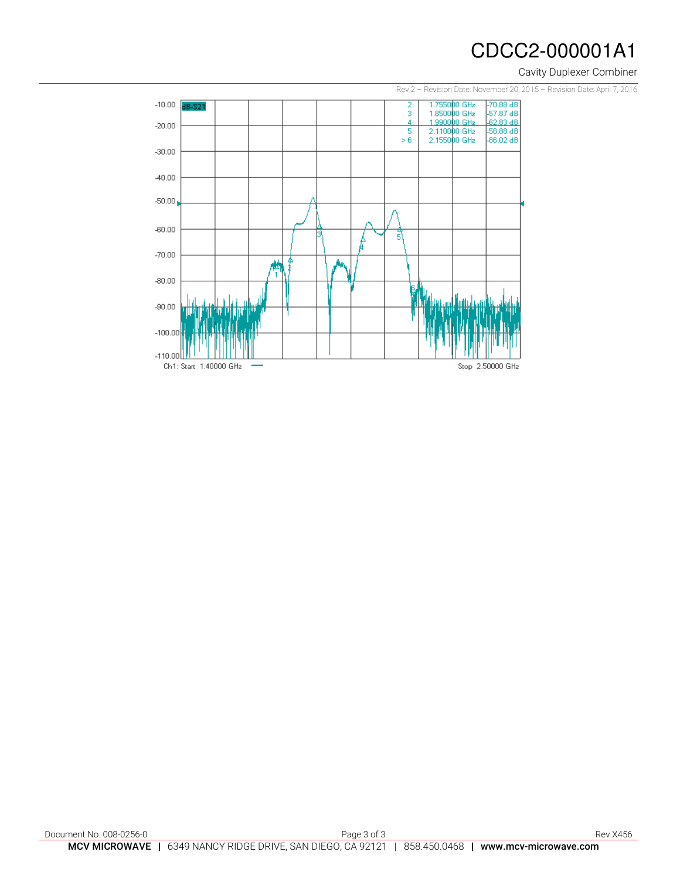-10.00
-20.00
-30.00
-40.00
-50.00
-60.00
-70.00
-80.00
-90.00
-100.00
-110.00

dB-S21

2: 1.755000 GHz -70.88 dB
3: 1.850000 GHz -57.87 dB
4: 1.990000 GHz -62.83 dB
5: 2.110000 GHz -58.88 dB
> 6: 2.155000 GHz -86.02 dB

Ch1: Start 1.40000 GHz

Stop 2.50000 GHz

Document No. 008-0256-0

Rev X456

**MCV MICROWAVE** | 6349 NANCY RIDGE DRIVE, SAN DIEGO, CA 92121 | 858.450.0468 | **www.mcv-microwave.com**